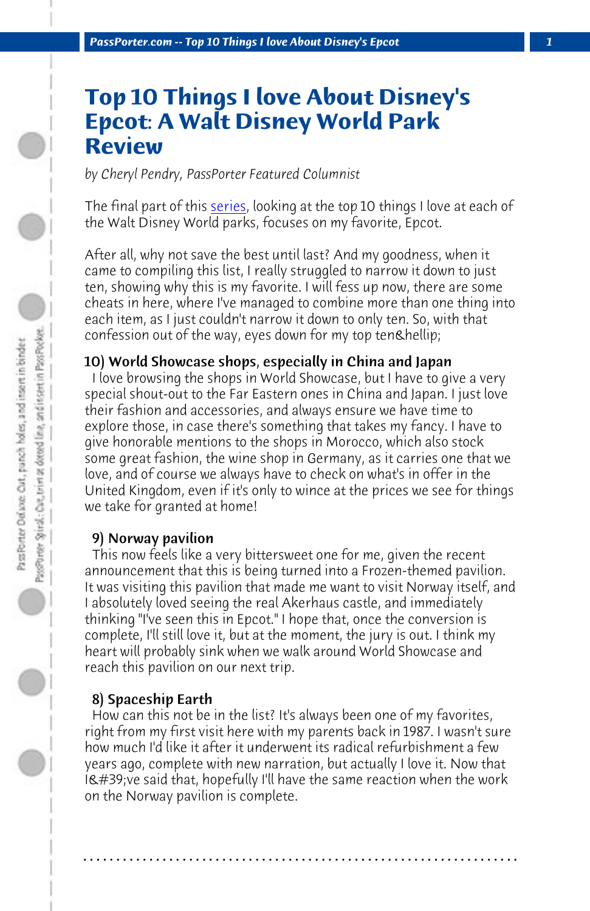# Top 10 Things I love About Disney's Epcot: A Walt Disney World Park Review

*by Cheryl Pendry, PassPorter Featured Columnist*

The final part of this series, looking at the top 10 things I love at each of the Walt Disney World parks, focuses on my favorite, Epcot.

After all, why not save the best until last? And my goodness, when it came to compiling this list, I really struggled to narrow it down to just ten, showing why this is my favorite. I will fess up now, there are some cheats in here, where I've managed to combine more than one thing into each item, as I just couldn't narrow it down to only ten. So, with that confession out of the way, eyes down for my top ten&hellip;

**10) World Showcase shops, especially in China and Japan**

I love browsing the shops in World Showcase, but I have to give a very special shout-out to the Far Eastern ones in China and Japan. I just love their fashion and accessories, and always ensure we have time to explore those, in case there's something that takes my fancy. I have to give honorable mentions to the shops in Morocco, which also stock some great fashion, the wine shop in Germany, as it carries one that we love, and of course we always have to check on what's in offer in the United Kingdom, even if it's only to wince at the prices we see for things we take for granted at home!

**9) Norway pavilion**

This now feels like a very bittersweet one for me, given the recent announcement that this is being turned into a Frozen-themed pavilion. It was visiting this pavilion that made me want to visit Norway itself, and I absolutely loved seeing the real Akerhaus castle, and immediately thinking "I've seen this in Epcot." I hope that, once the conversion is complete, I'll still love it, but at the moment, the jury is out. I think my heart will probably sink when we walk around World Showcase and reach this pavilion on our next trip.

**8) Spaceship Earth**

How can this not be in the list? It's always been one of my favorites, right from my first visit here with my parents back in 1987. I wasn't sure how much I'd like it after it underwent its radical refurbishment a few years ago, complete with new narration, but actually I love it. Now that I&#39;ve said that, hopefully I'll have the same reaction when the work on the Norway pavilion is complete.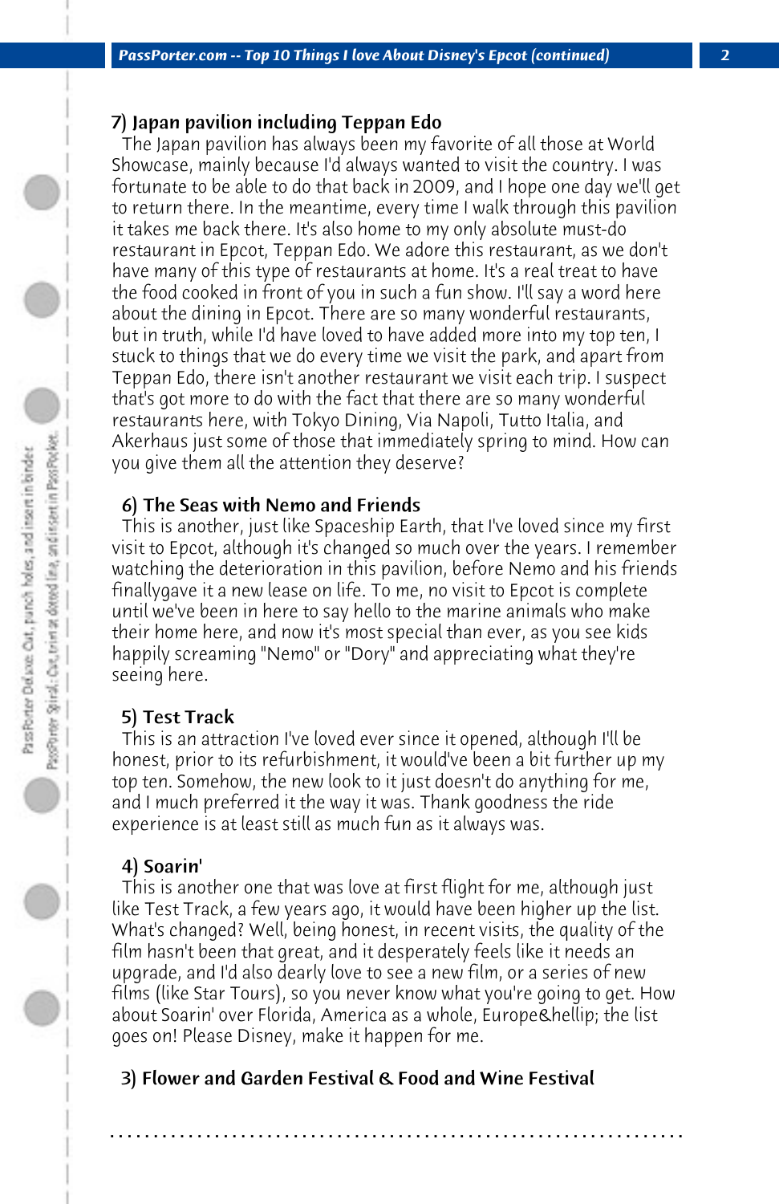### 7) Japan pavilion including Teppan Edo

The Japan pavilion has always been my favorite of all those at World Showcase, mainly because I'd always wanted to visit the country. I was fortunate to be able to do that back in 2009, and I hope one day we'll get to return there. In the meantime, every time I walk through this pavilion it takes me back there. It's also home to my only absolute must-do restaurant in Epcot, Teppan Edo. We adore this restaurant, as we don't have many of this type of restaurants at home. It's a real treat to have the food cooked in front of you in such a fun show. I'll say a word here about the dining in Epcot. There are so many wonderful restaurants, but in truth, while I'd have loved to have added more into my top ten, I stuck to things that we do every time we visit the park, and apart from Teppan Edo, there isn't another restaurant we visit each trip. I suspect that's got more to do with the fact that there are so many wonderful restaurants here, with Tokyo Dining, Via Napoli, Tutto Italia, and Akerhaus just some of those that immediately spring to mind. How can you give them all the attention they deserve?

### 6) The Seas with Nemo and Friends

This is another, just like Spaceship Earth, that I've loved since my first visit to Epcot, although it's changed so much over the years. I remember watching the deterioration in this pavilion, before Nemo and his friends finallygave it a new lease on life. To me, no visit to Epcot is complete until we've been in here to say hello to the marine animals who make their home here, and now it's most special than ever, as you see kids happily screaming "Nemo" or "Dory" and appreciating what they're seeing here.

### 5) Test Track

This is an attraction I've loved ever since it opened, although I'll be honest, prior to its refurbishment, it would've been a bit further up my top ten. Somehow, the new look to it just doesn't do anything for me, and I much preferred it the way it was. Thank goodness the ride experience is at least still as much fun as it always was.

### 4) Soarin'

This is another one that was love at first flight for me, although just like Test Track, a few years ago, it would have been higher up the list. What's changed? Well, being honest, in recent visits, the quality of the film hasn't been that great, and it desperately feels like it needs an upgrade, and I'd also dearly love to see a new film, or a series of new films (like Star Tours), so you never know what you're going to get. How about Soarin' over Florida, America as a whole, Europe&hellip; the list goes on! Please Disney, make it happen for me.

### 3) Flower and Garden Festival & Food and Wine Festival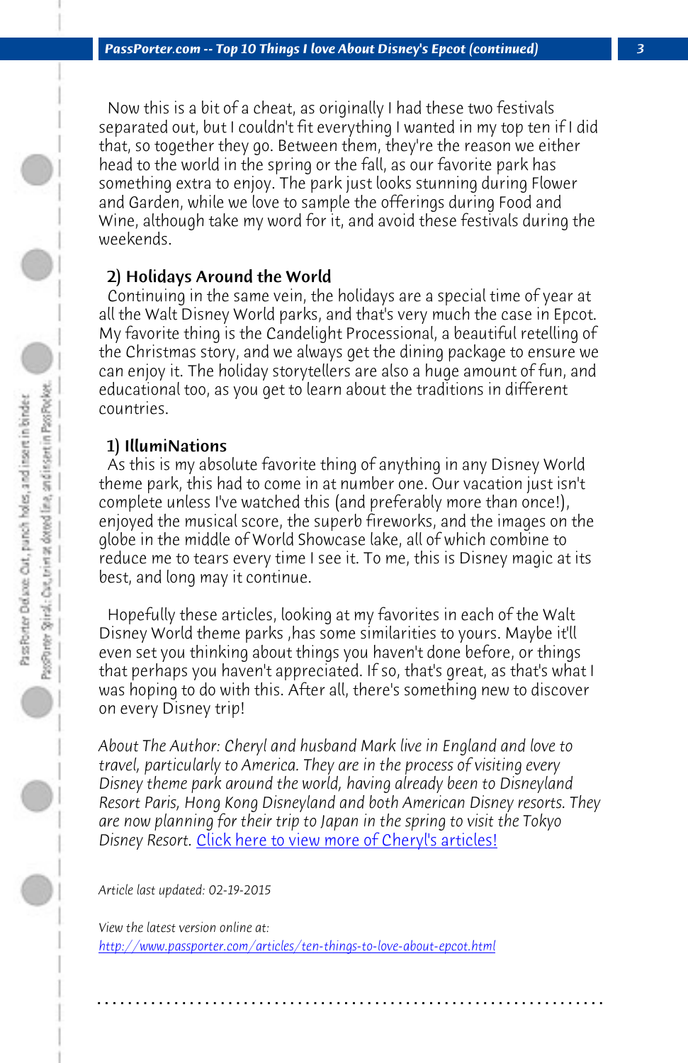Now this is a bit of a cheat, as originally I had these two festivals separated out, but I couldn't fit everything I wanted in my top ten if I did that, so together they go. Between them, they're the reason we either head to the world in the spring or the fall, as our favorite park has something extra to enjoy. The park just looks stunning during Flower and Garden, while we love to sample the offerings during Food and Wine, although take my word for it, and avoid these festivals during the weekends.

**2) Holidays Around the World**

Continuing in the same vein, the holidays are a special time of year at all the Walt Disney World parks, and that's very much the case in Epcot. My favorite thing is the Candelight Processional, a beautiful retelling of the Christmas story, and we always get the dining package to ensure we can enjoy it. The holiday storytellers are also a huge amount of fun, and educational too, as you get to learn about the traditions in different countries.

**1) IllumiNations**

As this is my absolute favorite thing of anything in any Disney World theme park, this had to come in at number one. Our vacation just isn't complete unless I've watched this (and preferably more than once!), enjoyed the musical score, the superb fireworks, and the images on the globe in the middle of World Showcase lake, all of which combine to reduce me to tears every time I see it. To me, this is Disney magic at its best, and long may it continue.

Hopefully these articles, looking at my favorites in each of the Walt Disney World theme parks ,has some similarities to yours. Maybe it'll even set you thinking about things you haven't done before, or things that perhaps you haven't appreciated. If so, that's great, as that's what I was hoping to do with this. After all, there's something new to discover on every Disney trip!

*About The Author: Cheryl and husband Mark live in England and love to travel, particularly to America. They are in the process of visiting every Disney theme park around the world, having already been to Disneyland Resort Paris, Hong Kong Disneyland and both American Disney resorts. They are now planning for their trip to Japan in the spring to visit the Tokyo Disney Resort.* Click here to view more of Cheryl's articles!

*Article last updated: 02-19-2015*

*View the latest version online at:*
http://www.passporter.com/articles/ten-things-to-love-about-epcot.html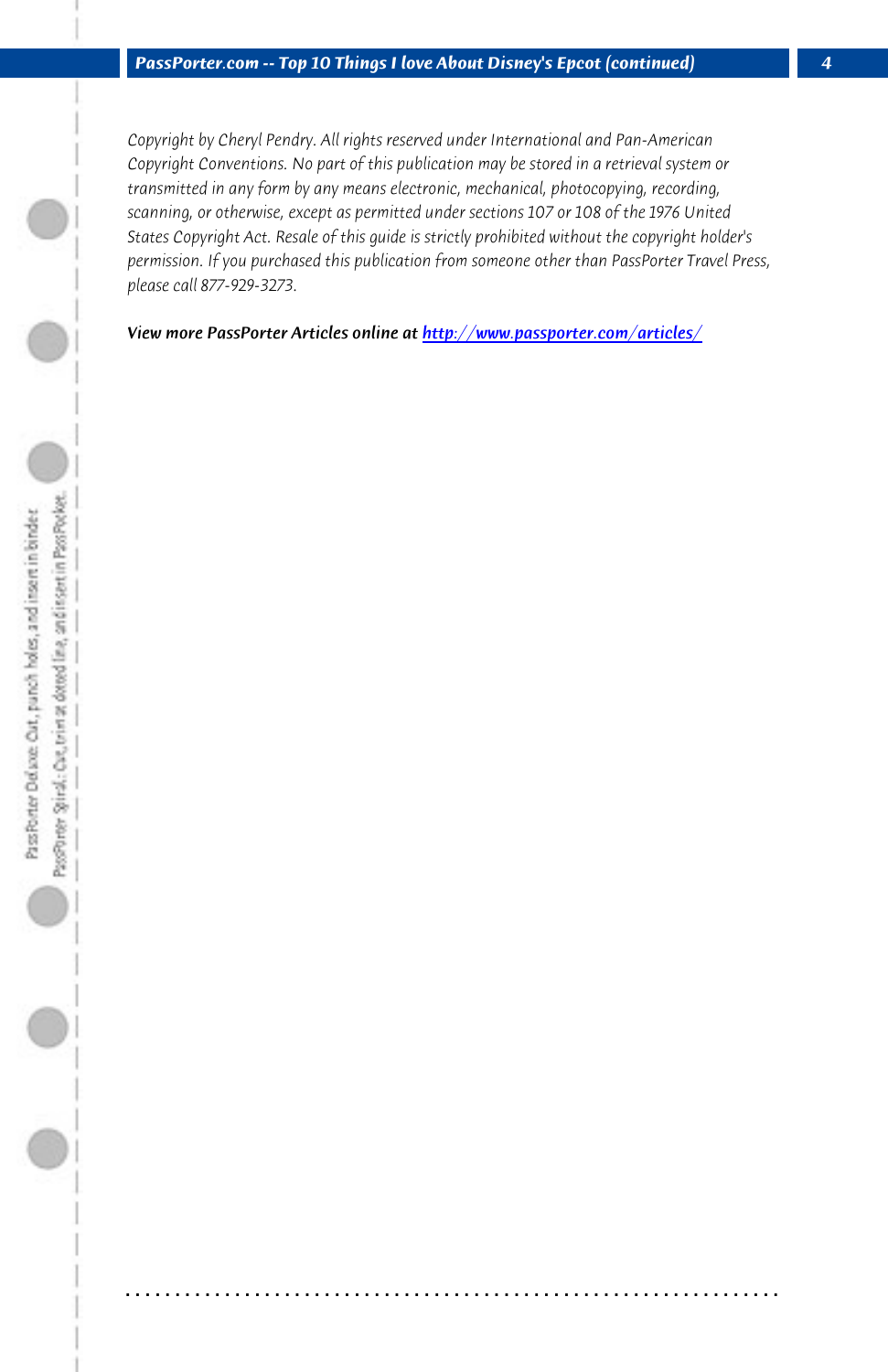*Copyright by Cheryl Pendry. All rights reserved under International and Pan-American Copyright Conventions. No part of this publication may be stored in a retrieval system or transmitted in any form by any means electronic, mechanical, photocopying, recording, scanning, or otherwise, except as permitted under sections 107 or 108 of the 1976 United States Copyright Act. Resale of this guide is strictly prohibited without the copyright holder's permission. If you purchased this publication from someone other than PassPorter Travel Press, please call 877-929-3273.*

***View more PassPorter Articles online at [http://www.passporter.com/articles/](http://www.passporter.com/articles/)***